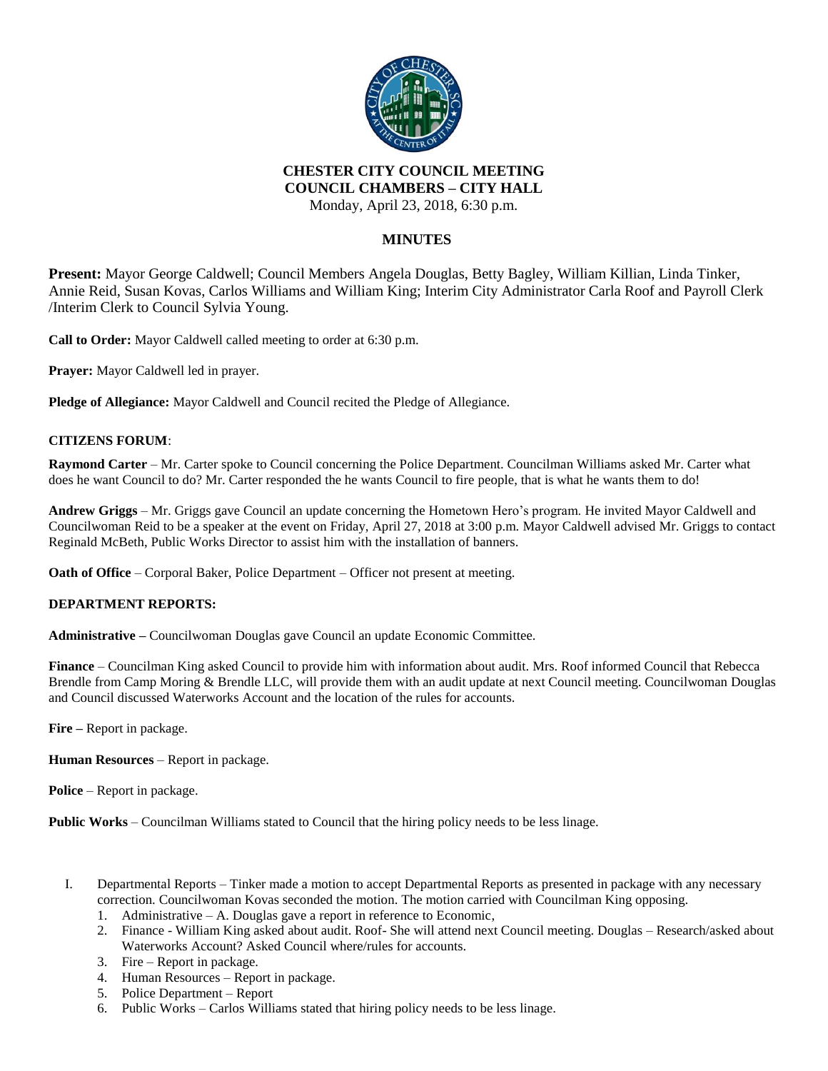**CHESTER CITY COUNCIL MEETING**
**COUNCIL CHAMBERS – CITY HALL**
Monday, April 23, 2018, 6:30 p.m.

**MINUTES**

**Present:** Mayor George Caldwell; Council Members Angela Douglas, Betty Bagley, William Killian, Linda Tinker, Annie Reid, Susan Kovas, Carlos Williams and William King; Interim City Administrator Carla Roof and Payroll Clerk /Interim Clerk to Council Sylvia Young.

**Call to Order:** Mayor Caldwell called meeting to order at 6:30 p.m.

**Prayer:** Mayor Caldwell led in prayer.

**Pledge of Allegiance:** Mayor Caldwell and Council recited the Pledge of Allegiance.

**CITIZENS FORUM**:

**Raymond Carter** – Mr. Carter spoke to Council concerning the Police Department. Councilman Williams asked Mr. Carter what does he want Council to do? Mr. Carter responded the he wants Council to fire people, that is what he wants them to do!

**Andrew Griggs** – Mr. Griggs gave Council an update concerning the Hometown Hero's program. He invited Mayor Caldwell and Councilwoman Reid to be a speaker at the event on Friday, April 27, 2018 at 3:00 p.m. Mayor Caldwell advised Mr. Griggs to contact Reginald McBeth, Public Works Director to assist him with the installation of banners.

**Oath of Office** – Corporal Baker, Police Department – Officer not present at meeting.

**DEPARTMENT REPORTS:**

**Administrative –** Councilwoman Douglas gave Council an update Economic Committee.

**Finance** – Councilman King asked Council to provide him with information about audit. Mrs. Roof informed Council that Rebecca Brendle from Camp Moring & Brendle LLC, will provide them with an audit update at next Council meeting. Councilwoman Douglas and Council discussed Waterworks Account and the location of the rules for accounts.

**Fire –** Report in package.

**Human Resources** – Report in package.

**Police** – Report in package.

**Public Works** – Councilman Williams stated to Council that the hiring policy needs to be less linage.

I. Departmental Reports – Tinker made a motion to accept Departmental Reports as presented in package with any necessary correction. Councilwoman Kovas seconded the motion. The motion carried with Councilman King opposing.
   1. Administrative – A. Douglas gave a report in reference to Economic,
   2. Finance - William King asked about audit. Roof- She will attend next Council meeting. Douglas – Research/asked about Waterworks Account? Asked Council where/rules for accounts.
   3. Fire – Report in package.
   4. Human Resources – Report in package.
   5. Police Department – Report
   6. Public Works – Carlos Williams stated that hiring policy needs to be less linage.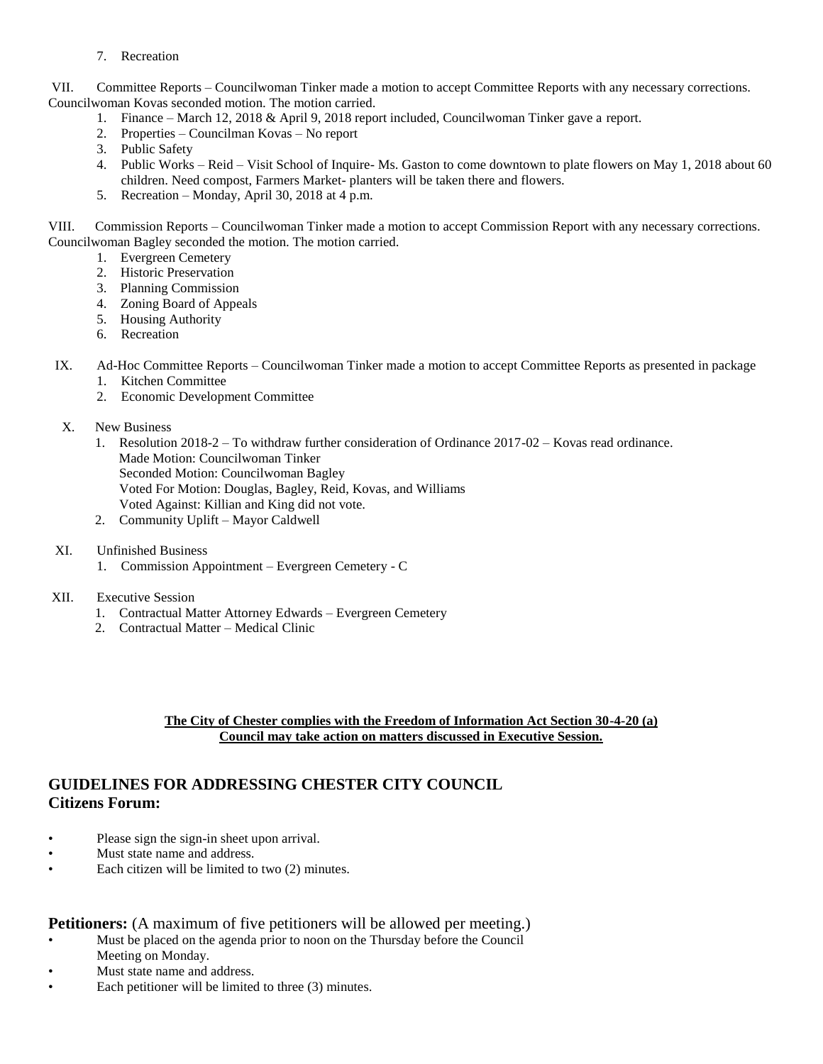7. Recreation

VII. Committee Reports – Councilwoman Tinker made a motion to accept Committee Reports with any necessary corrections. Councilwoman Kovas seconded motion. The motion carried.

1. Finance – March 12, 2018 & April 9, 2018 report included, Councilwoman Tinker gave a report.
2. Properties – Councilman Kovas – No report
3. Public Safety
4. Public Works – Reid – Visit School of Inquire- Ms. Gaston to come downtown to plate flowers on May 1, 2018 about 60 children. Need compost, Farmers Market- planters will be taken there and flowers.
5. Recreation – Monday, April 30, 2018 at 4 p.m.

VIII. Commission Reports – Councilwoman Tinker made a motion to accept Commission Report with any necessary corrections. Councilwoman Bagley seconded the motion. The motion carried.

1. Evergreen Cemetery
2. Historic Preservation
3. Planning Commission
4. Zoning Board of Appeals
5. Housing Authority
6. Recreation

IX. Ad-Hoc Committee Reports – Councilwoman Tinker made a motion to accept Committee Reports as presented in package

1. Kitchen Committee
2. Economic Development Committee

X. New Business

1. Resolution 2018-2 – To withdraw further consideration of Ordinance 2017-02 – Kovas read ordinance.
   Made Motion: Councilwoman Tinker
   Seconded Motion: Councilwoman Bagley
   Voted For Motion: Douglas, Bagley, Reid, Kovas, and Williams
   Voted Against: Killian and King did not vote.
2. Community Uplift – Mayor Caldwell

XI. Unfinished Business

1. Commission Appointment – Evergreen Cemetery - C

XII. Executive Session

1. Contractual Matter Attorney Edwards – Evergreen Cemetery
2. Contractual Matter – Medical Clinic

**The City of Chester complies with the Freedom of Information Act Section 30-4-20 (a)**
**Council may take action on matters discussed in Executive Session.**

## GUIDELINES FOR ADDRESSING CHESTER CITY COUNCIL
### Citizens Forum:

- Please sign the sign-in sheet upon arrival.
- Must state name and address.
- Each citizen will be limited to two (2) minutes.

**Petitioners:** (A maximum of five petitioners will be allowed per meeting.)

- Must be placed on the agenda prior to noon on the Thursday before the Council Meeting on Monday.
- Must state name and address.
- Each petitioner will be limited to three (3) minutes.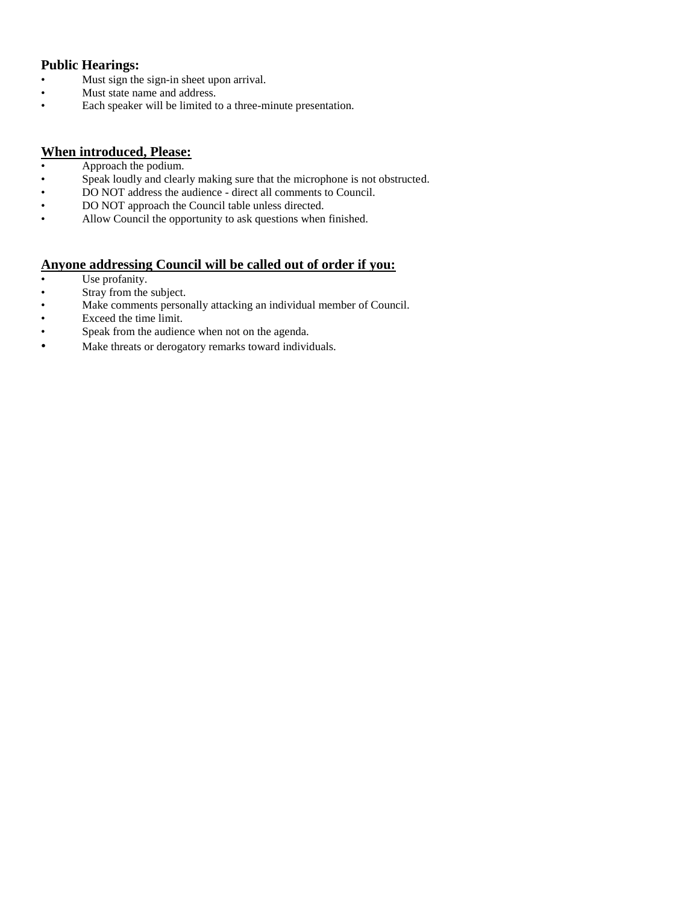**Public Hearings:**

- Must sign the sign-in sheet upon arrival.
- Must state name and address.
- Each speaker will be limited to a three-minute presentation.

**When introduced, Please:**

- Approach the podium.
- Speak loudly and clearly making sure that the microphone is not obstructed.
- DO NOT address the audience - direct all comments to Council.
- DO NOT approach the Council table unless directed.
- Allow Council the opportunity to ask questions when finished.

**Anyone addressing Council will be called out of order if you:**

- Use profanity.
- Stray from the subject.
- Make comments personally attacking an individual member of Council.
- Exceed the time limit.
- Speak from the audience when not on the agenda.
- Make threats or derogatory remarks toward individuals.